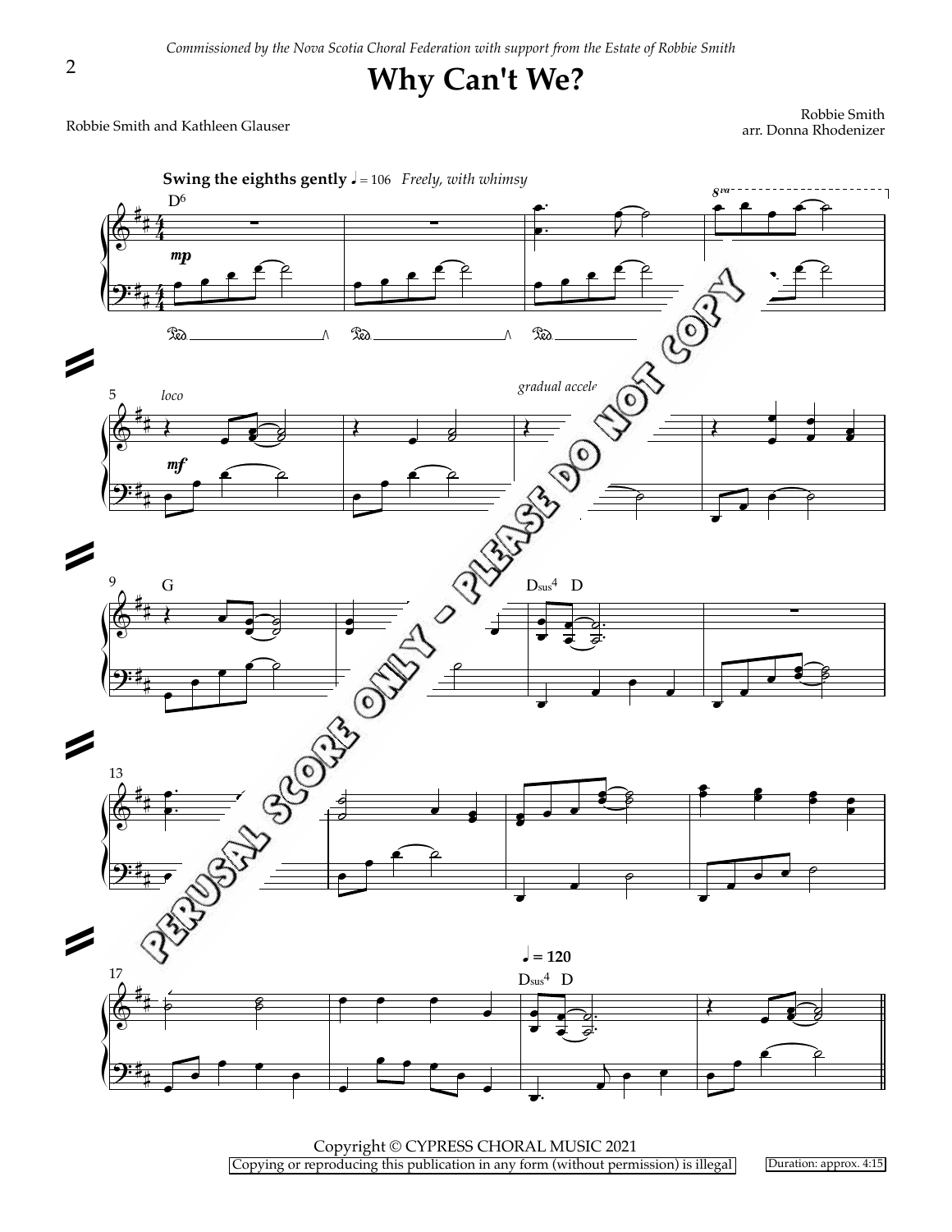*Commissioned by the Nova Scotia Choral Federation with support from the Estate of Robbie Smith*

# Why Can't We?

Robbie Smith and Kathleen Glauser

Robbie Smith
arr. Donna Rhodenizer

Copyright © CYPRESS CHORAL MUSIC 2021
Copying or reproducing this publication in any form (without permission) is illegal

Duration: approx. 4:15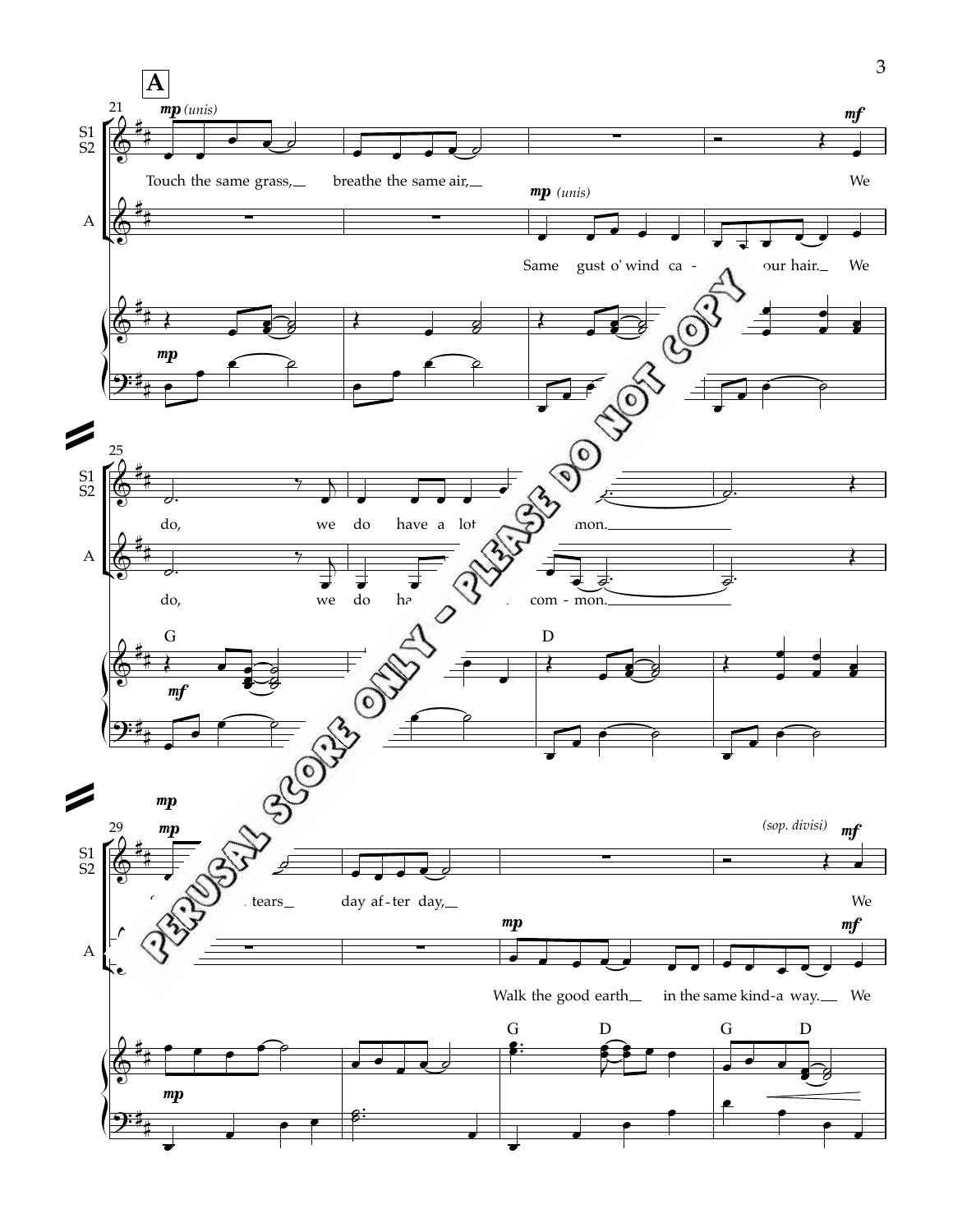**A**

S1/S2: Touch the same grass, breathe the same air, We do, we do have a lot ... mon.

A: Same gust o' wind ca- ... our hair. We do, we do ha... com - mon.

G D

S1/S2: ... tears day af - ter day, We

A: Walk the good earth in the same kind-a way. We

G D G D

PERUSAL SCORE ONLY – PLEASE DO NOT COPY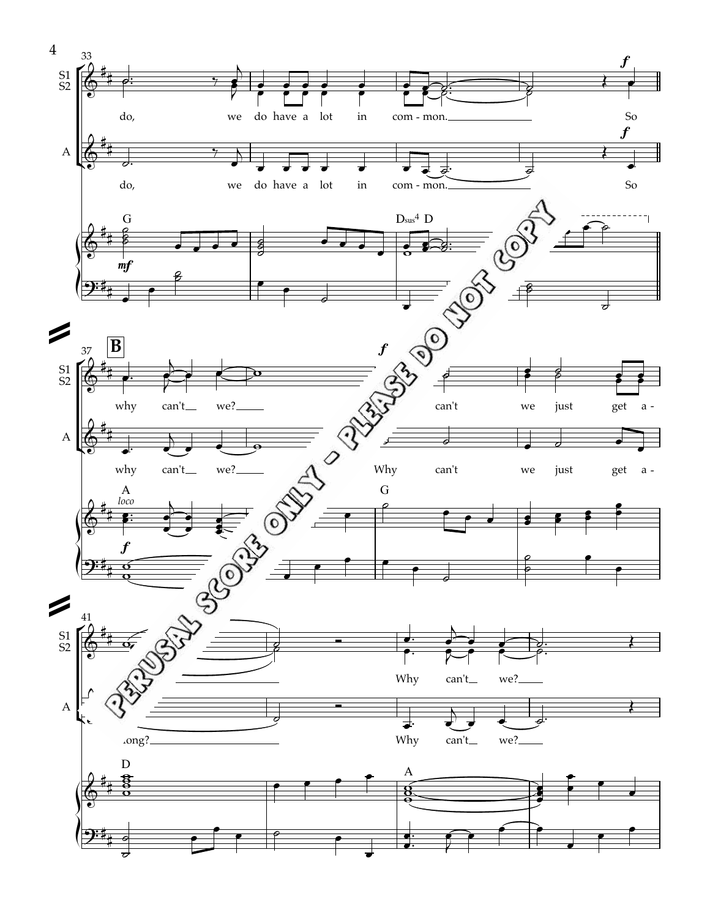PERUSAL SCORE ONLY – PLEASE DO NOT COPY

**S1 S2:** do, we do have a lot in com - mon. So

**A:** do, we do have a lot in com - mon. So

**B**

**S1 S2:** why can't we? can't we just get a-

**A:** why can't we? Why can't we just get a-

**S1 S2:** Why can't we?

**A:** -long? Why can't we?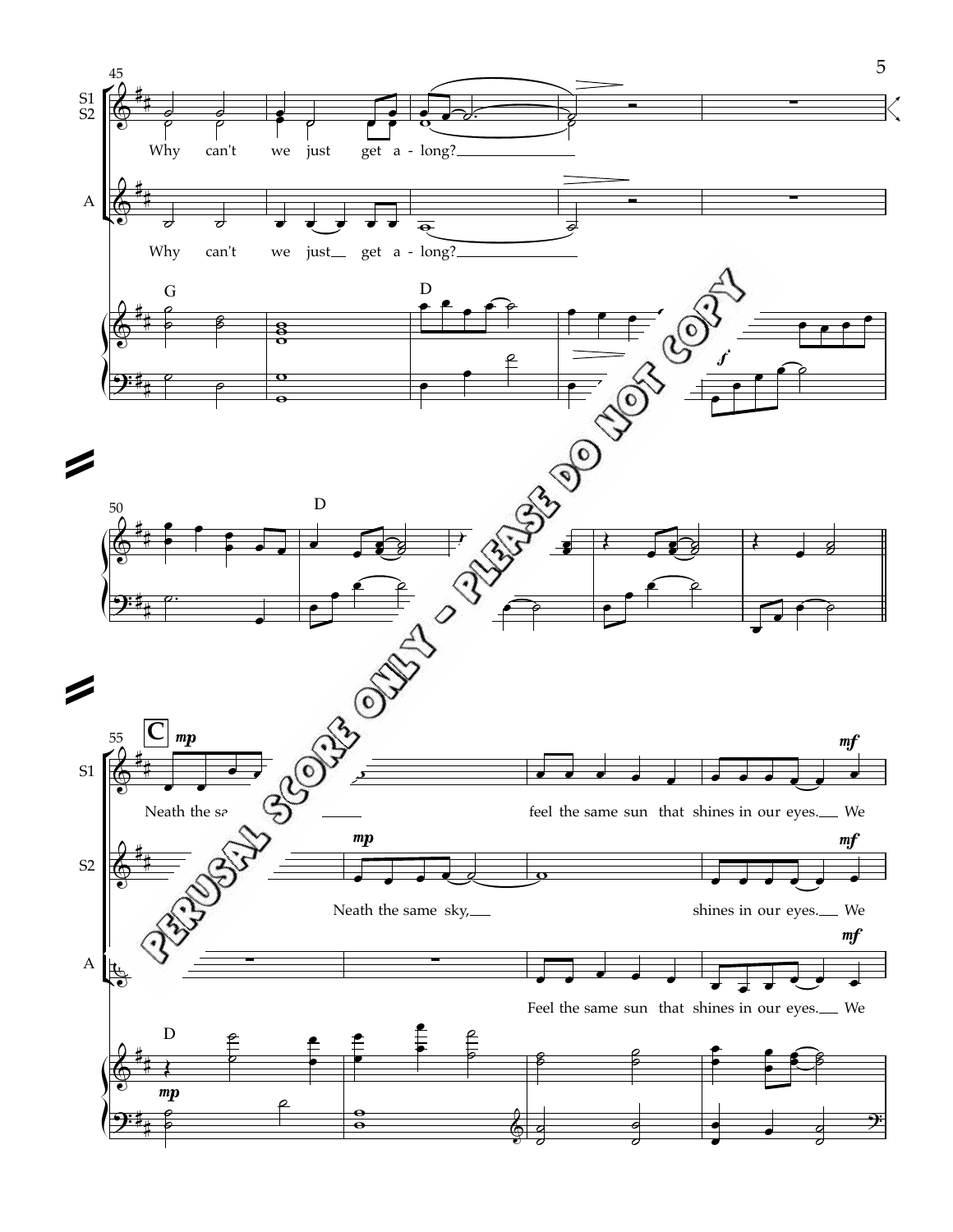S1
S2

Why can't we just get a - long?

A

Why can't we just get a - long?

G D

D

C

S1

Neath the sa...

feel the same sun that shines in our eyes. We

S2

Neath the same sky,

shines in our eyes. We

A

Feel the same sun that shines in our eyes. We

D

PERUSAL SCORE ONLY - PLEASE DO NOT COPY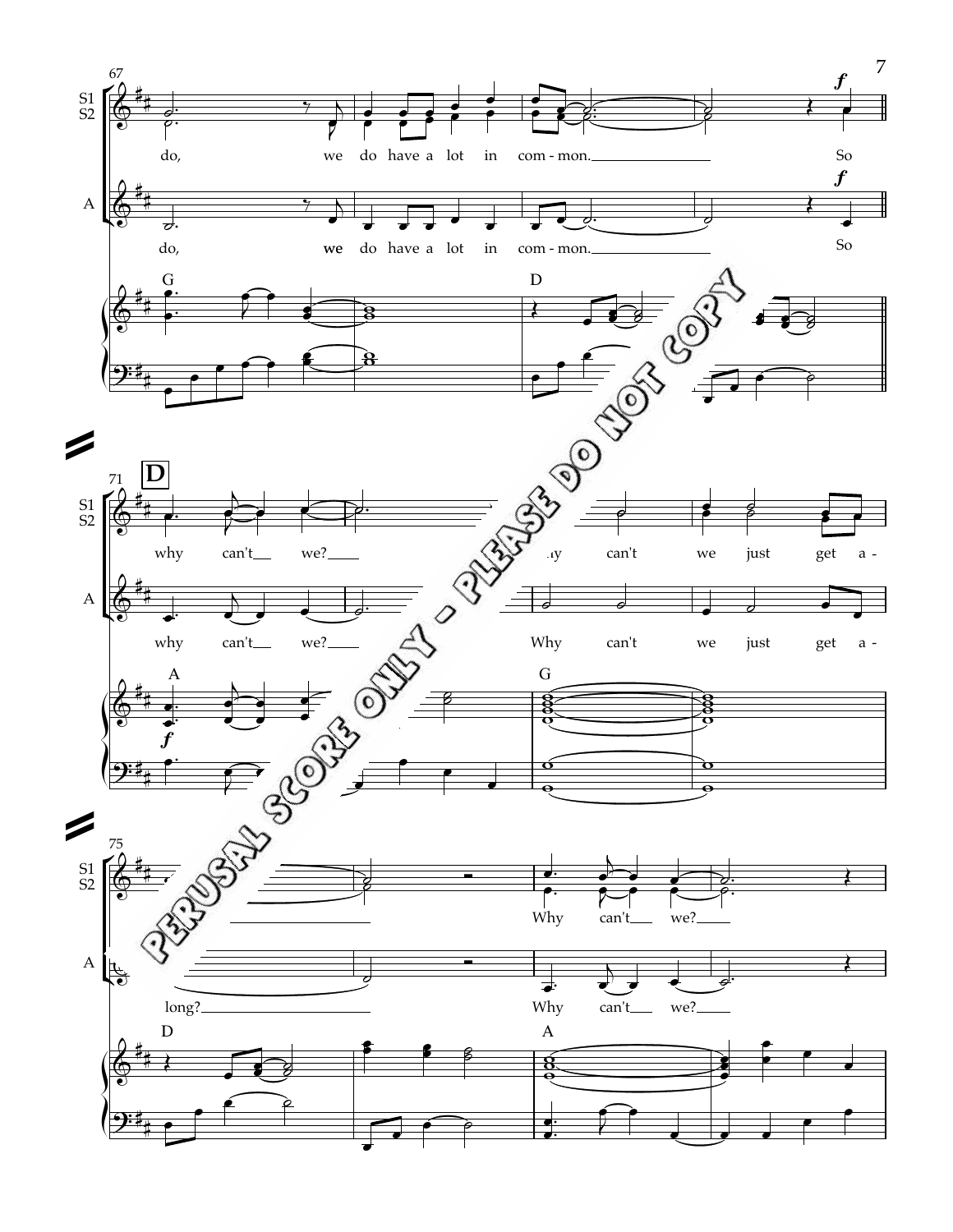PERUSAL SCORE ONLY - PLEASE DO NOT COPY

67

S1 S2: do, we do have a lot in com - mon. So *f*

A: do, we do have a lot in com - mon. So *f*

G D

71 **D**

S1 S2: why can't we? Why can't we just get a -

A: why can't we? Why can't we just get a -

A *f* G

75

S1 S2: long? Why can't we?

A: long? Why can't we?

D A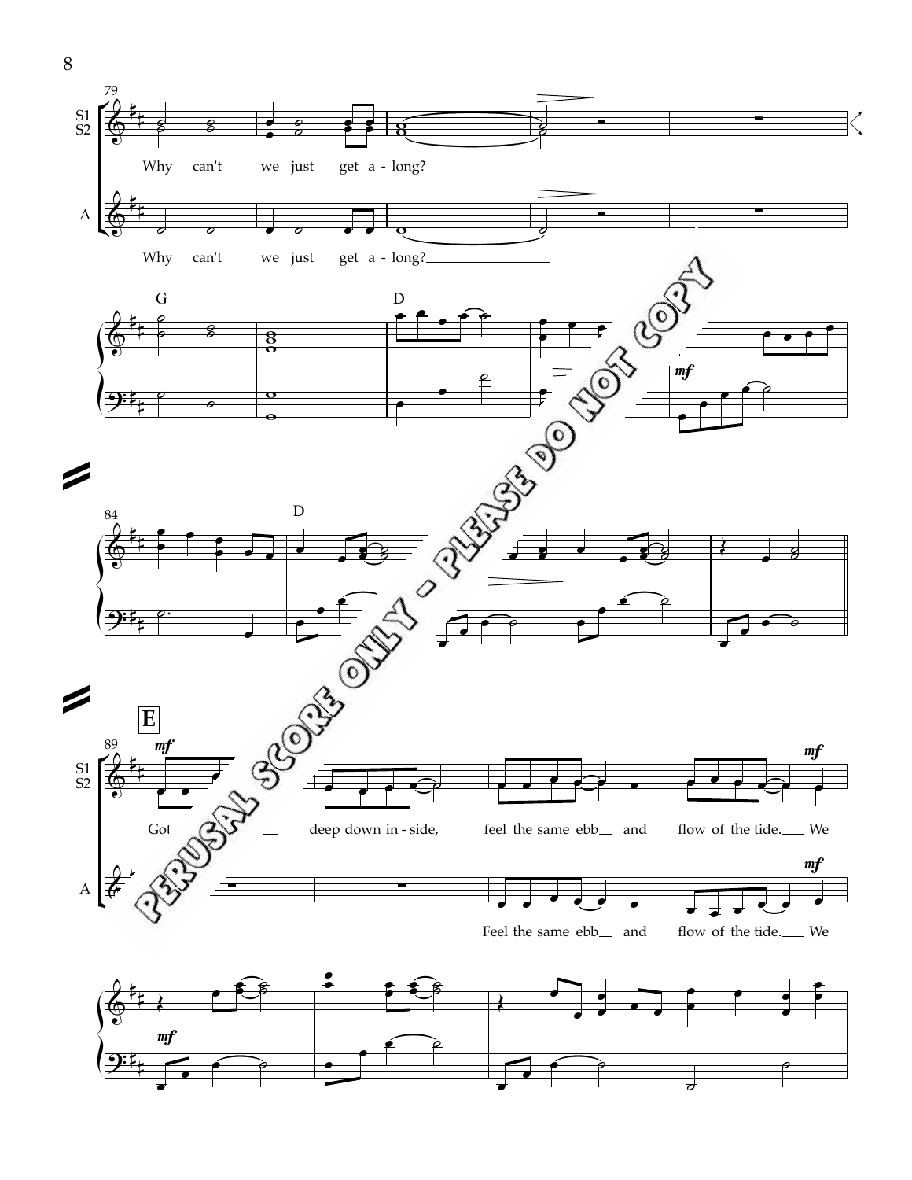79

S1
S2

Why can't we just get a - long?

A

Why can't we just get a - long?

G D

*mf*

84

D

**E**

89

*mf*

Got deep down in - side, feel the same ebb and flow of the tide. We

*mf*

A

Feel the same ebb and flow of the tide. We

*mf*

*mf*

PERUSAL SCORE ONLY - PLEASE DO NOT COPY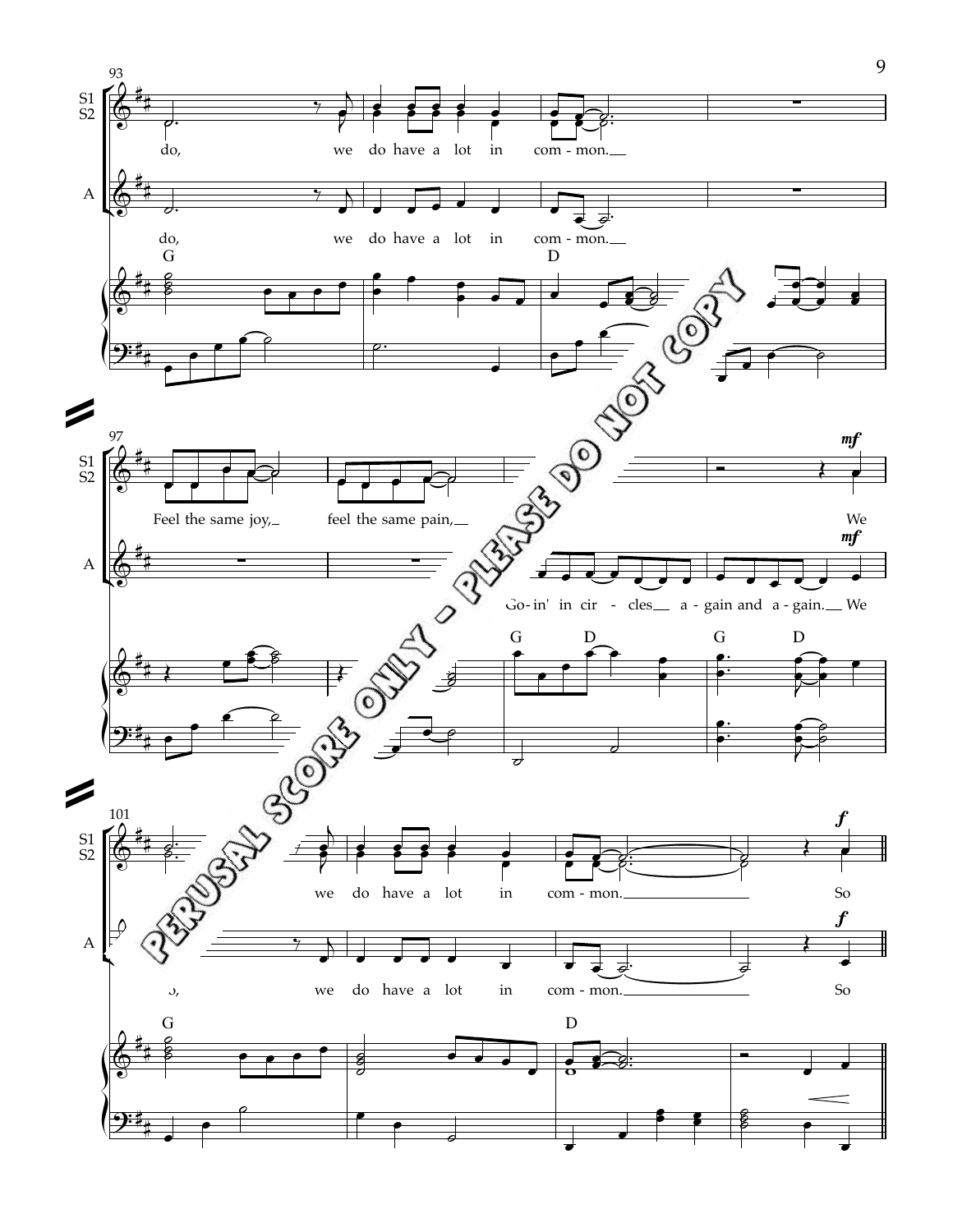93

S1
S2

do, we do have a lot in com - mon.

A

do, we do have a lot in com - mon.

G D

97

Feel the same joy, feel the same pain,

*mf*

We

Go - in' in cir - cles a - gain and a - gain. We

*mf*

G D G D

101

we do have a lot in com - mon.

*f*

So

do, we do have a lot in com - mon.

*f*

So

G D

PERUSAL SCORE ONLY - PLEASE DO NOT COPY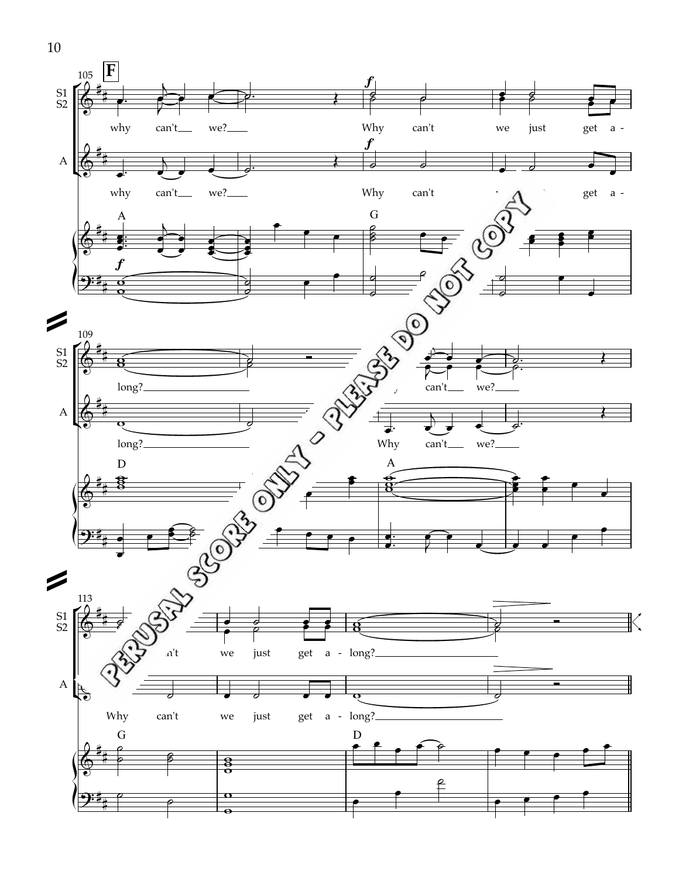**F**

why can't we?

Why can't we just get a - long?

why can't we?

Why can't get a - long?

Why can't we?

Why can't we just get a - long?

PERUSAL SCORE ONLY - PLEASE DO NOT COPY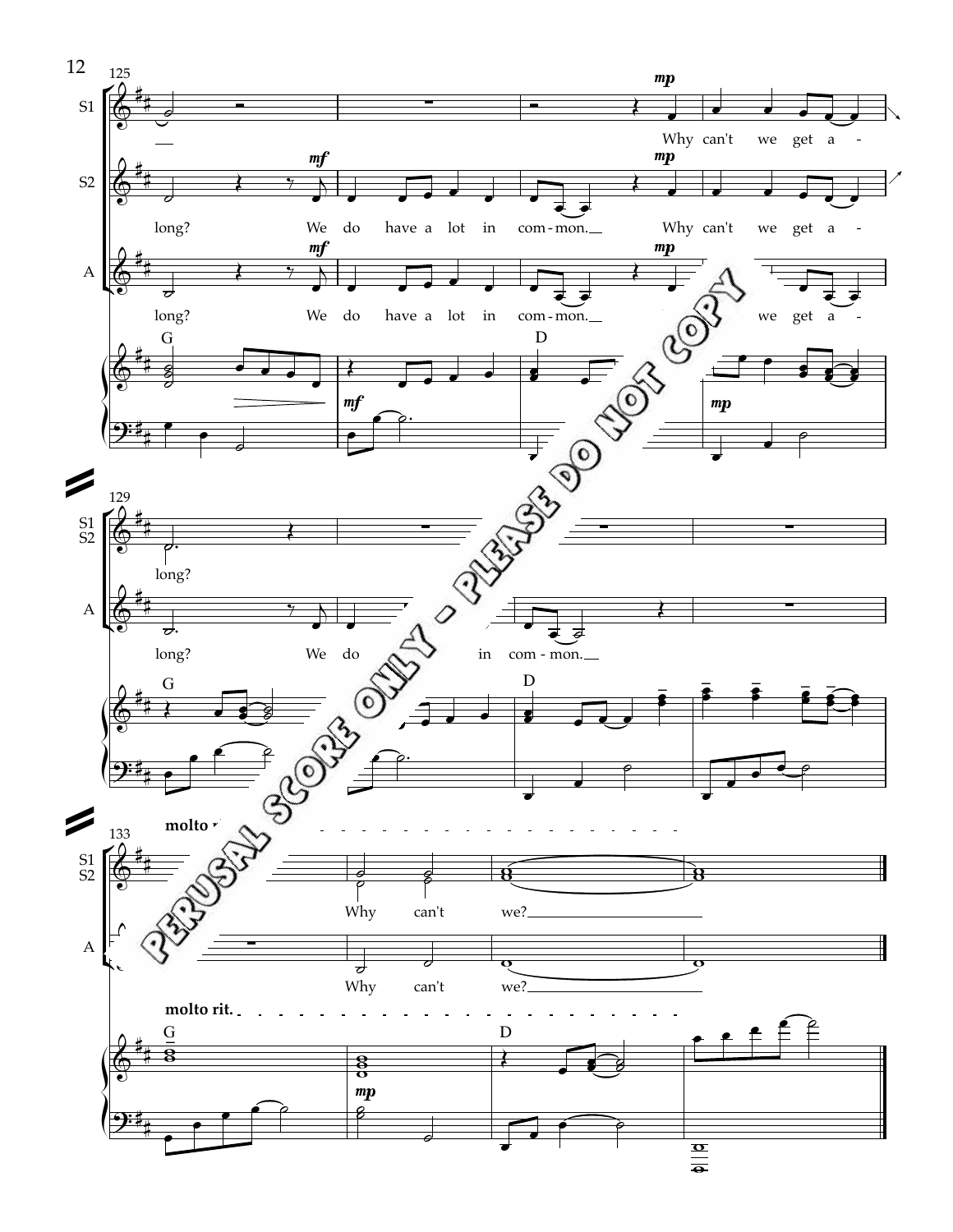125

S1: Why can't we get a -

S2: long? We do have a lot in com - mon. Why can't we get a -

A: long? We do have a lot in com - mon. we get a -

G D

129

S1 S2: long?

A: long? We do in com - mon.

G D

133

molto rit.

S1 S2: Why can't we?

A: Why can't we?

molto rit.

G D

PERUSAL SCORE ONLY - PLEASE DO NOT COPY